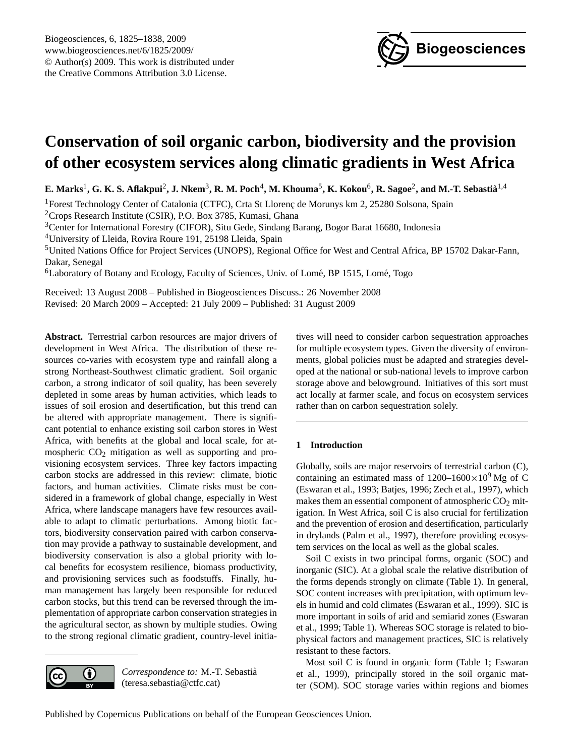# Conservation of soil organic carbon, biodiversity and the provision of other ecosystem services along climatic gradients in West Africa

**E. Marks[1], G. K. S. Aflakpui[2], J. Nkem[3], R. M. Poch[4], M. Khouma[5], K. Kokou[6], R. Sagoe[2], and M.-T. Sebastià[1,4]**

[1]Forest Technology Center of Catalonia (CTFC), Crta St Llorenç de Morunys km 2, 25280 Solsona, Spain
[2]Crops Research Institute (CSIR), P.O. Box 3785, Kumasi, Ghana
[3]Center for International Forestry (CIFOR), Situ Gede, Sindang Barang, Bogor Barat 16680, Indonesia
[4]University of Lleida, Rovira Roure 191, 25198 Lleida, Spain
[5]United Nations Office for Project Services (UNOPS), Regional Office for West and Central Africa, BP 15702 Dakar-Fann, Dakar, Senegal
[6]Laboratory of Botany and Ecology, Faculty of Sciences, Univ. of Lomé, BP 1515, Lomé, Togo

Received: 13 August 2008 – Published in Biogeosciences Discuss.: 26 November 2008
Revised: 20 March 2009 – Accepted: 21 July 2009 – Published: 31 August 2009

**Abstract.** Terrestrial carbon resources are major drivers of development in West Africa. The distribution of these resources co-varies with ecosystem type and rainfall along a strong Northeast-Southwest climatic gradient. Soil organic carbon, a strong indicator of soil quality, has been severely depleted in some areas by human activities, which leads to issues of soil erosion and desertification, but this trend can be altered with appropriate management. There is significant potential to enhance existing soil carbon stores in West Africa, with benefits at the global and local scale, for atmospheric $CO_2$ mitigation as well as supporting and provisioning ecosystem services. Three key factors impacting carbon stocks are addressed in this review: climate, biotic factors, and human activities. Climate risks must be considered in a framework of global change, especially in West Africa, where landscape managers have few resources available to adapt to climatic perturbations. Among biotic factors, biodiversity conservation paired with carbon conservation may provide a pathway to sustainable development, and biodiversity conservation is also a global priority with local benefits for ecosystem resilience, biomass productivity, and provisioning services such as foodstuffs. Finally, human management has largely been responsible for reduced carbon stocks, but this trend can be reversed through the implementation of appropriate carbon conservation strategies in the agricultural sector, as shown by multiple studies. Owing to the strong regional climatic gradient, country-level initiatives will need to consider carbon sequestration approaches for multiple ecosystem types. Given the diversity of environments, global policies must be adapted and strategies developed at the national or sub-national levels to improve carbon storage above and belowground. Initiatives of this sort must act locally at farmer scale, and focus on ecosystem services rather than on carbon sequestration solely.

*Correspondence to:* M.-T. Sebastià (teresa.sebastia@ctfc.cat)

## 1 Introduction

Globally, soils are major reservoirs of terrestrial carbon (C), containing an estimated mass of $1200–1600\times10^9$ Mg of C (Eswaran et al., 1993; Batjes, 1996; Zech et al., 1997), which makes them an essential component of atmospheric $CO_2$ mitigation. In West Africa, soil C is also crucial for fertilization and the prevention of erosion and desertification, particularly in drylands (Palm et al., 1997), therefore providing ecosystem services on the local as well as the global scales.

Soil C exists in two principal forms, organic (SOC) and inorganic (SIC). At a global scale the relative distribution of the forms depends strongly on climate (Table 1). In general, SOC content increases with precipitation, with optimum levels in humid and cold climates (Eswaran et al., 1999). SIC is more important in soils of arid and semiarid zones (Eswaran et al., 1999; Table 1). Whereas SOC storage is related to biophysical factors and management practices, SIC is relatively resistant to these factors.

Most soil C is found in organic form (Table 1; Eswaran et al., 1999), principally stored in the soil organic matter (SOM). SOC storage varies within regions and biomes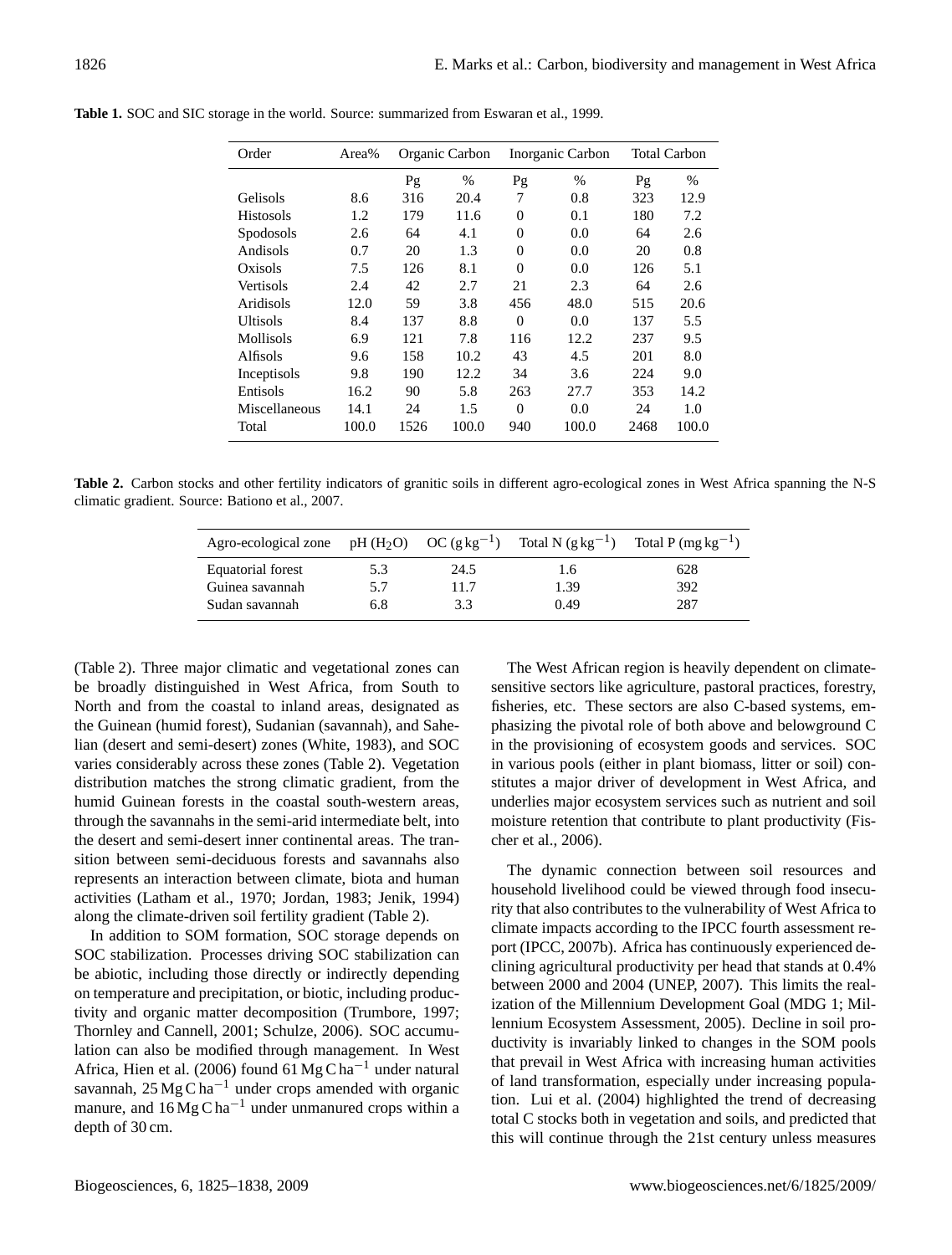**Table 1.** SOC and SIC storage in the world. Source: summarized from Eswaran et al., 1999.

| Order | Area% | Organic Carbon | | Inorganic Carbon | | Total Carbon | |
|---|---|---|---|---|---|---|---|
| | | Pg | % | Pg | % | Pg | % |
| Gelisols | 8.6 | 316 | 20.4 | 7 | 0.8 | 323 | 12.9 |
| Histosols | 1.2 | 179 | 11.6 | 0 | 0.1 | 180 | 7.2 |
| Spodosols | 2.6 | 64 | 4.1 | 0 | 0.0 | 64 | 2.6 |
| Andisols | 0.7 | 20 | 1.3 | 0 | 0.0 | 20 | 0.8 |
| Oxisols | 7.5 | 126 | 8.1 | 0 | 0.0 | 126 | 5.1 |
| Vertisols | 2.4 | 42 | 2.7 | 21 | 2.3 | 64 | 2.6 |
| Aridisols | 12.0 | 59 | 3.8 | 456 | 48.0 | 515 | 20.6 |
| Ultisols | 8.4 | 137 | 8.8 | 0 | 0.0 | 137 | 5.5 |
| Mollisols | 6.9 | 121 | 7.8 | 116 | 12.2 | 237 | 9.5 |
| Alfisols | 9.6 | 158 | 10.2 | 43 | 4.5 | 201 | 8.0 |
| Inceptisols | 9.8 | 190 | 12.2 | 34 | 3.6 | 224 | 9.0 |
| Entisols | 16.2 | 90 | 5.8 | 263 | 27.7 | 353 | 14.2 |
| Miscellaneous | 14.1 | 24 | 1.5 | 0 | 0.0 | 24 | 1.0 |
| Total | 100.0 | 1526 | 100.0 | 940 | 100.0 | 2468 | 100.0 |

**Table 2.** Carbon stocks and other fertility indicators of granitic soils in different agro-ecological zones in West Africa spanning the N-S climatic gradient. Source: Bationo et al., 2007.

| Agro-ecological zone | pH ($H_2O$) | OC ($g\,kg^{-1}$) | Total N ($g\,kg^{-1}$) | Total P ($mg\,kg^{-1}$) |
|---|---|---|---|---|
| Equatorial forest | 5.3 | 24.5 | 1.6 | 628 |
| Guinea savannah | 5.7 | 11.7 | 1.39 | 392 |
| Sudan savannah | 6.8 | 3.3 | 0.49 | 287 |

(Table 2). Three major climatic and vegetational zones can be broadly distinguished in West Africa, from South to North and from the coastal to inland areas, designated as the Guinean (humid forest), Sudanian (savannah), and Sahelian (desert and semi-desert) zones (White, 1983), and SOC varies considerably across these zones (Table 2). Vegetation distribution matches the strong climatic gradient, from the humid Guinean forests in the coastal south-western areas, through the savannahs in the semi-arid intermediate belt, into the desert and semi-desert inner continental areas. The transition between semi-deciduous forests and savannahs also represents an interaction between climate, biota and human activities (Latham et al., 1970; Jordan, 1983; Jenik, 1994) along the climate-driven soil fertility gradient (Table 2).

In addition to SOM formation, SOC storage depends on SOC stabilization. Processes driving SOC stabilization can be abiotic, including those directly or indirectly depending on temperature and precipitation, or biotic, including productivity and organic matter decomposition (Trumbore, 1997; Thornley and Cannell, 2001; Schulze, 2006). SOC accumulation can also be modified through management. In West Africa, Hien et al. (2006) found 61 $Mg\,C\,ha^{-1}$ under natural savannah, 25 $Mg\,C\,ha^{-1}$ under crops amended with organic manure, and 16 $Mg\,C\,ha^{-1}$ under unmanured crops within a depth of 30 cm.

The West African region is heavily dependent on climate-sensitive sectors like agriculture, pastoral practices, forestry, fisheries, etc. These sectors are also C-based systems, emphasizing the pivotal role of both above and belowground C in the provisioning of ecosystem goods and services. SOC in various pools (either in plant biomass, litter or soil) constitutes a major driver of development in West Africa, and underlies major ecosystem services such as nutrient and soil moisture retention that contribute to plant productivity (Fischer et al., 2006).

The dynamic connection between soil resources and household livelihood could be viewed through food insecurity that also contributes to the vulnerability of West Africa to climate impacts according to the IPCC fourth assessment report (IPCC, 2007b). Africa has continuously experienced declining agricultural productivity per head that stands at 0.4% between 2000 and 2004 (UNEP, 2007). This limits the realization of the Millennium Development Goal (MDG 1; Millennium Ecosystem Assessment, 2005). Decline in soil productivity is invariably linked to changes in the SOM pools that prevail in West Africa with increasing human activities of land transformation, especially under increasing population. Lui et al. (2004) highlighted the trend of decreasing total C stocks both in vegetation and soils, and predicted that this will continue through the 21st century unless measures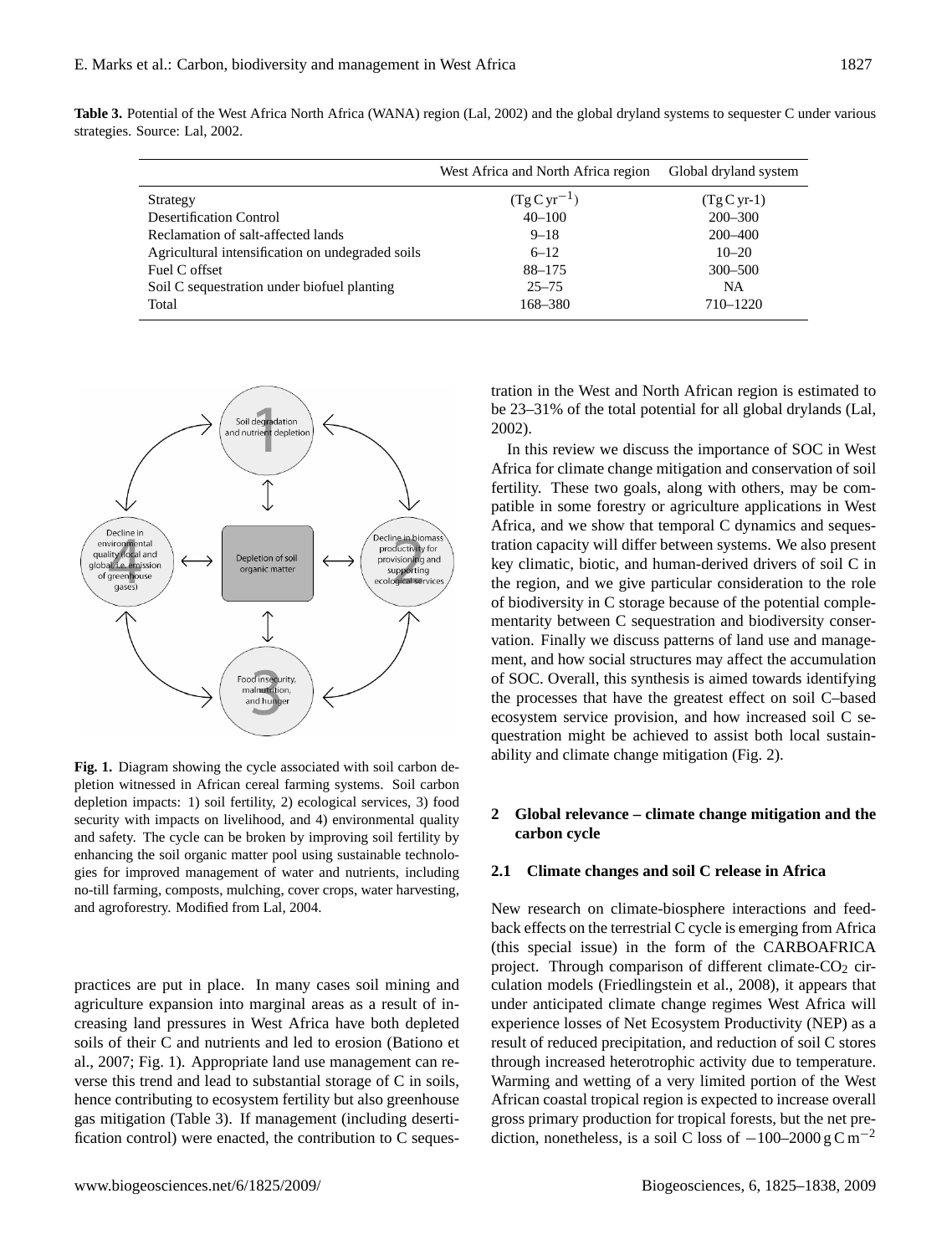**Table 3.** Potential of the West Africa North Africa (WANA) region (Lal, 2002) and the global dryland systems to sequester C under various strategies. Source: Lal, 2002.

| | West Africa and North Africa region | Global dryland system |
|---|---|---|
| Strategy | ($Tg\,C\,yr^{-1}$) | (Tg C yr-1) |
| Desertification Control | 40–100 | 200–300 |
| Reclamation of salt-affected lands | 9–18 | 200–400 |
| Agricultural intensification on undegraded soils | 6–12 | 10–20 |
| Fuel C offset | 88–175 | 300–500 |
| Soil C sequestration under biofuel planting | 25–75 | NA |
| Total | 168–380 | 710–1220 |

**Fig. 1.** Diagram showing the cycle associated with soil carbon depletion witnessed in African cereal farming systems. Soil carbon depletion impacts: 1) soil fertility, 2) ecological services, 3) food security with impacts on livelihood, and 4) environmental quality and safety. The cycle can be broken by improving soil fertility by enhancing the soil organic matter pool using sustainable technologies for improved management of water and nutrients, including no-till farming, composts, mulching, cover crops, water harvesting, and agroforestry. Modified from Lal, 2004.

practices are put in place. In many cases soil mining and agriculture expansion into marginal areas as a result of increasing land pressures in West Africa have both depleted soils of their C and nutrients and led to erosion (Bationo et al., 2007; Fig. 1). Appropriate land use management can reverse this trend and lead to substantial storage of C in soils, hence contributing to ecosystem fertility but also greenhouse gas mitigation (Table 3). If management (including desertification control) were enacted, the contribution to C sequestration in the West and North African region is estimated to be 23–31% of the total potential for all global drylands (Lal, 2002).

In this review we discuss the importance of SOC in West Africa for climate change mitigation and conservation of soil fertility. These two goals, along with others, may be compatible in some forestry or agriculture applications in West Africa, and we show that temporal C dynamics and sequestration capacity will differ between systems. We also present key climatic, biotic, and human-derived drivers of soil C in the region, and we give particular consideration to the role of biodiversity in C storage because of the potential complementarity between C sequestration and biodiversity conservation. Finally we discuss patterns of land use and management, and how social structures may affect the accumulation of SOC. Overall, this synthesis is aimed towards identifying the processes that have the greatest effect on soil C–based ecosystem service provision, and how increased soil C sequestration might be achieved to assist both local sustainability and climate change mitigation (Fig. 2).

## 2 Global relevance – climate change mitigation and the carbon cycle

### 2.1 Climate changes and soil C release in Africa

New research on climate-biosphere interactions and feedback effects on the terrestrial C cycle is emerging from Africa (this special issue) in the form of the CARBOAFRICA project. Through comparison of different climate-$CO_2$ circulation models (Friedlingstein et al., 2008), it appears that under anticipated climate change regimes West Africa will experience losses of Net Ecosystem Productivity (NEP) as a result of reduced precipitation, and reduction of soil C stores through increased heterotrophic activity due to temperature. Warming and wetting of a very limited portion of the West African coastal tropical region is expected to increase overall gross primary production for tropical forests, but the net prediction, nonetheless, is a soil C loss of $-100$–$2000\,g\,C\,m^{-2}$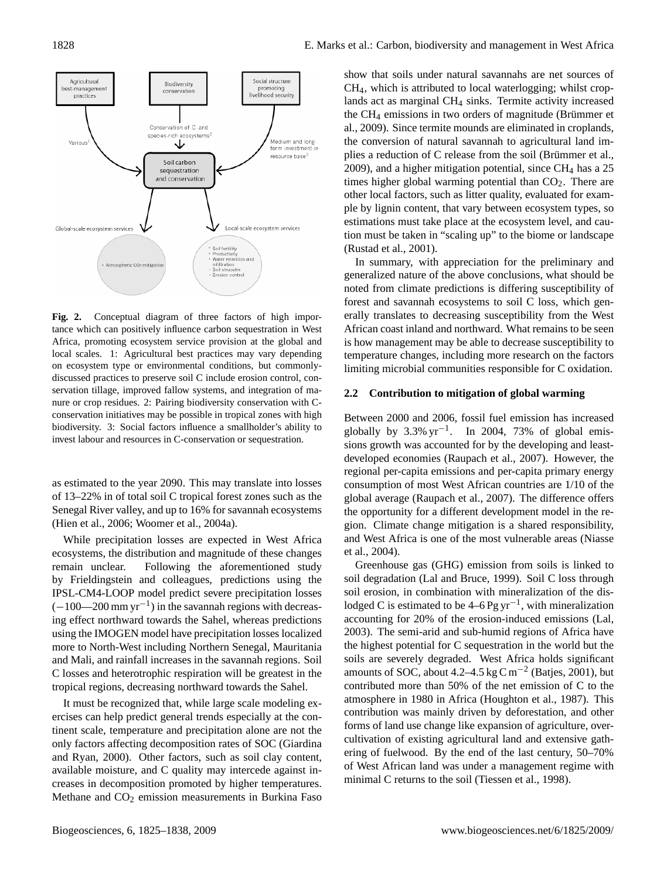Fig. 2. Conceptual diagram of three factors of high importance which can positively influence carbon sequestration in West Africa, promoting ecosystem service provision at the global and local scales. 1: Agricultural best practices may vary depending on ecosystem type or environmental conditions, but commonly-discussed practices to preserve soil C include erosion control, conservation tillage, improved fallow systems, and integration of manure or crop residues. 2: Pairing biodiversity conservation with C-conservation initiatives may be possible in tropical zones with high biodiversity. 3: Social factors influence a smallholder's ability to invest labour and resources in C-conservation or sequestration.

as estimated to the year 2090. This may translate into losses of 13–22% in of total soil C tropical forest zones such as the Senegal River valley, and up to 16% for savannah ecosystems (Hien et al., 2006; Woomer et al., 2004a).

While precipitation losses are expected in West Africa ecosystems, the distribution and magnitude of these changes remain unclear. Following the aforementioned study by Frieldingstein and colleagues, predictions using the IPSL-CM4-LOOP model predict severe precipitation losses ($-100$—$200\,\mathrm{mm\,yr^{-1}}$) in the savannah regions with decreasing effect northward towards the Sahel, whereas predictions using the IMOGEN model have precipitation losses localized more to North-West including Northern Senegal, Mauritania and Mali, and rainfall increases in the savannah regions. Soil C losses and heterotrophic respiration will be greatest in the tropical regions, decreasing northward towards the Sahel.

It must be recognized that, while large scale modeling exercises can help predict general trends especially at the continent scale, temperature and precipitation alone are not the only factors affecting decomposition rates of SOC (Giardina and Ryan, 2000). Other factors, such as soil clay content, available moisture, and C quality may intercede against increases in decomposition promoted by higher temperatures. Methane and $CO_2$ emission measurements in Burkina Faso show that soils under natural savannahs are net sources of $CH_4$, which is attributed to local waterlogging; whilst croplands act as marginal $CH_4$ sinks. Termite activity increased the $CH_4$ emissions in two orders of magnitude (Brümmer et al., 2009). Since termite mounds are eliminated in croplands, the conversion of natural savannah to agricultural land implies a reduction of C release from the soil (Brümmer et al., 2009), and a higher mitigation potential, since $CH_4$ has a 25 times higher global warming potential than $CO_2$. There are other local factors, such as litter quality, evaluated for example by lignin content, that vary between ecosystem types, so estimations must take place at the ecosystem level, and caution must be taken in "scaling up" to the biome or landscape (Rustad et al., 2001).

In summary, with appreciation for the preliminary and generalized nature of the above conclusions, what should be noted from climate predictions is differing susceptibility of forest and savannah ecosystems to soil C loss, which generally translates to decreasing susceptibility from the West African coast inland and northward. What remains to be seen is how management may be able to decrease susceptibility to temperature changes, including more research on the factors limiting microbial communities responsible for C oxidation.

### 2.2 Contribution to mitigation of global warming

Between 2000 and 2006, fossil fuel emission has increased globally by $3.3\%\,\mathrm{yr^{-1}}$. In 2004, 73% of global emissions growth was accounted for by the developing and least-developed economies (Raupach et al., 2007). However, the regional per-capita emissions and per-capita primary energy consumption of most West African countries are 1/10 of the global average (Raupach et al., 2007). The difference offers the opportunity for a different development model in the region. Climate change mitigation is a shared responsibility, and West Africa is one of the most vulnerable areas (Niasse et al., 2004).

Greenhouse gas (GHG) emission from soils is linked to soil degradation (Lal and Bruce, 1999). Soil C loss through soil erosion, in combination with mineralization of the dislodged C is estimated to be $4$–$6\,\mathrm{Pg\,yr^{-1}}$, with mineralization accounting for 20% of the erosion-induced emissions (Lal, 2003). The semi-arid and sub-humid regions of Africa have the highest potential for C sequestration in the world but the soils are severely degraded. West Africa holds significant amounts of SOC, about $4.2$–$4.5\,\mathrm{kg\,C\,m^{-2}}$ (Batjes, 2001), but contributed more than 50% of the net emission of C to the atmosphere in 1980 in Africa (Houghton et al., 1987). This contribution was mainly driven by deforestation, and other forms of land use change like expansion of agriculture, overcultivation of existing agricultural land and extensive gathering of fuelwood. By the end of the last century, 50–70% of West African land was under a management regime with minimal C returns to the soil (Tiessen et al., 1998).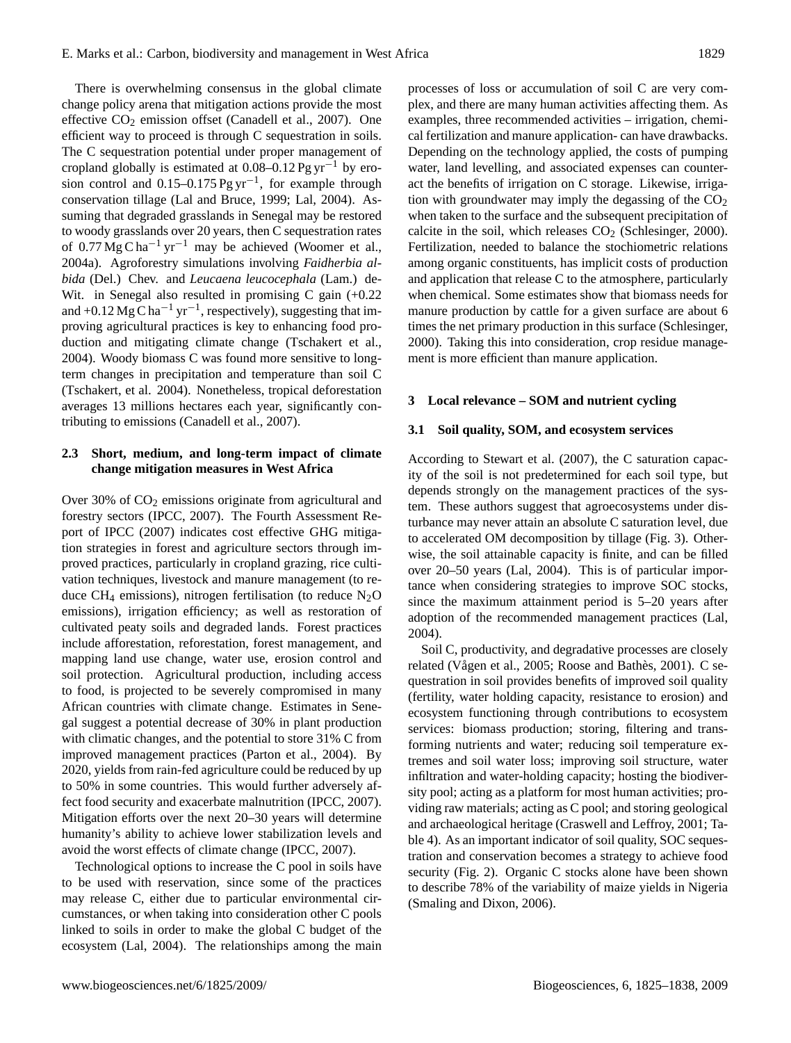There is overwhelming consensus in the global climate change policy arena that mitigation actions provide the most effective $CO_2$ emission offset (Canadell et al., 2007). One efficient way to proceed is through C sequestration in soils. The C sequestration potential under proper management of cropland globally is estimated at 0.08–0.12 $Pg\,yr^{-1}$ by erosion control and 0.15–0.175 $Pg\,yr^{-1}$, for example through conservation tillage (Lal and Bruce, 1999; Lal, 2004). Assuming that degraded grasslands in Senegal may be restored to woody grasslands over 20 years, then C sequestration rates of 0.77 $Mg\,C\,ha^{-1}\,yr^{-1}$ may be achieved (Woomer et al., 2004a). Agroforestry simulations involving *Faidherbia albida* (Del.) Chev. and *Leucaena leucocephala* (Lam.) deWit. in Senegal also resulted in promising C gain (+0.22 and +0.12 $Mg\,C\,ha^{-1}\,yr^{-1}$, respectively), suggesting that improving agricultural practices is key to enhancing food production and mitigating climate change (Tschakert et al., 2004). Woody biomass C was found more sensitive to long-term changes in precipitation and temperature than soil C (Tschakert, et al. 2004). Nonetheless, tropical deforestation averages 13 millions hectares each year, significantly contributing to emissions (Canadell et al., 2007).

### 2.3 Short, medium, and long-term impact of climate change mitigation measures in West Africa

Over 30% of $CO_2$ emissions originate from agricultural and forestry sectors (IPCC, 2007). The Fourth Assessment Report of IPCC (2007) indicates cost effective GHG mitigation strategies in forest and agriculture sectors through improved practices, particularly in cropland grazing, rice cultivation techniques, livestock and manure management (to reduce $CH_4$ emissions), nitrogen fertilisation (to reduce $N_2O$ emissions), irrigation efficiency; as well as restoration of cultivated peaty soils and degraded lands. Forest practices include afforestation, reforestation, forest management, and mapping land use change, water use, erosion control and soil protection. Agricultural production, including access to food, is projected to be severely compromised in many African countries with climate change. Estimates in Senegal suggest a potential decrease of 30% in plant production with climatic changes, and the potential to store 31% C from improved management practices (Parton et al., 2004). By 2020, yields from rain-fed agriculture could be reduced by up to 50% in some countries. This would further adversely affect food security and exacerbate malnutrition (IPCC, 2007). Mitigation efforts over the next 20–30 years will determine humanity's ability to achieve lower stabilization levels and avoid the worst effects of climate change (IPCC, 2007).

Technological options to increase the C pool in soils have to be used with reservation, since some of the practices may release C, either due to particular environmental circumstances, or when taking into consideration other C pools linked to soils in order to make the global C budget of the ecosystem (Lal, 2004). The relationships among the main processes of loss or accumulation of soil C are very complex, and there are many human activities affecting them. As examples, three recommended activities – irrigation, chemical fertilization and manure application- can have drawbacks. Depending on the technology applied, the costs of pumping water, land levelling, and associated expenses can counteract the benefits of irrigation on C storage. Likewise, irrigation with groundwater may imply the degassing of the $CO_2$ when taken to the surface and the subsequent precipitation of calcite in the soil, which releases $CO_2$ (Schlesinger, 2000). Fertilization, needed to balance the stochiometric relations among organic constituents, has implicit costs of production and application that release C to the atmosphere, particularly when chemical. Some estimates show that biomass needs for manure production by cattle for a given surface are about 6 times the net primary production in this surface (Schlesinger, 2000). Taking this into consideration, crop residue management is more efficient than manure application.

## 3 Local relevance – SOM and nutrient cycling

### 3.1 Soil quality, SOM, and ecosystem services

According to Stewart et al. (2007), the C saturation capacity of the soil is not predetermined for each soil type, but depends strongly on the management practices of the system. These authors suggest that agroecosystems under disturbance may never attain an absolute C saturation level, due to accelerated OM decomposition by tillage (Fig. 3). Otherwise, the soil attainable capacity is finite, and can be filled over 20–50 years (Lal, 2004). This is of particular importance when considering strategies to improve SOC stocks, since the maximum attainment period is 5–20 years after adoption of the recommended management practices (Lal, 2004).

Soil C, productivity, and degradative processes are closely related (Vågen et al., 2005; Roose and Bathès, 2001). C sequestration in soil provides benefits of improved soil quality (fertility, water holding capacity, resistance to erosion) and ecosystem functioning through contributions to ecosystem services: biomass production; storing, filtering and transforming nutrients and water; reducing soil temperature extremes and soil water loss; improving soil structure, water infiltration and water-holding capacity; hosting the biodiversity pool; acting as a platform for most human activities; providing raw materials; acting as C pool; and storing geological and archaeological heritage (Craswell and Leffroy, 2001; Table 4). As an important indicator of soil quality, SOC sequestration and conservation becomes a strategy to achieve food security (Fig. 2). Organic C stocks alone have been shown to describe 78% of the variability of maize yields in Nigeria (Smaling and Dixon, 2006).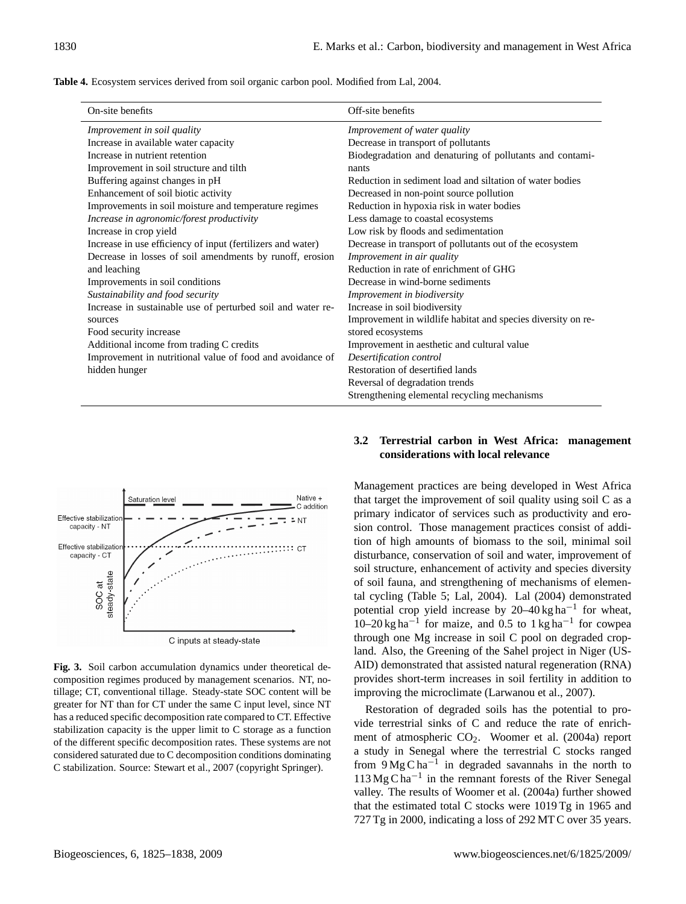**Table 4.** Ecosystem services derived from soil organic carbon pool. Modified from Lal, 2004.

| On-site benefits | Off-site benefits |
|---|---|
| *Improvement in soil quality* | *Improvement of water quality* |
| Increase in available water capacity | Decrease in transport of pollutants |
| Increase in nutrient retention | Biodegradation and denaturing of pollutants and contaminants |
| Improvement in soil structure and tilth | Reduction in sediment load and siltation of water bodies |
| Buffering against changes in pH | Decreased in non-point source pollution |
| Enhancement of soil biotic activity | Reduction in hypoxia risk in water bodies |
| Improvements in soil moisture and temperature regimes | Less damage to coastal ecosystems |
| *Increase in agronomic/forest productivity* | Low risk by floods and sedimentation |
| Increase in crop yield | Decrease in transport of pollutants out of the ecosystem |
| Increase in use efficiency of input (fertilizers and water) | *Improvement in air quality* |
| Decrease in losses of soil amendments by runoff, erosion and leaching | Reduction in rate of enrichment of GHG |
| Improvements in soil conditions | Decrease in wind-borne sediments |
| *Sustainability and food security* | *Improvement in biodiversity* |
| Increase in sustainable use of perturbed soil and water resources | Increase in soil biodiversity |
| Food security increase | Improvement in wildlife habitat and species diversity on restored ecosystems |
| Additional income from trading C credits | Improvement in aesthetic and cultural value |
| Improvement in nutritional value of food and avoidance of hidden hunger | *Desertification control* |
| | Restoration of desertified lands |
| | Reversal of degradation trends |
| | Strengthening elemental recycling mechanisms |

**Fig. 3.** Soil carbon accumulation dynamics under theoretical decomposition regimes produced by management scenarios. NT, no-tillage; CT, conventional tillage. Steady-state SOC content will be greater for NT than for CT under the same C input level, since NT has a reduced specific decomposition rate compared to CT. Effective stabilization capacity is the upper limit to C storage as a function of the different specific decomposition rates. These systems are not considered saturated due to C decomposition conditions dominating C stabilization. Source: Stewart et al., 2007 (copyright Springer).

### 3.2 Terrestrial carbon in West Africa: management considerations with local relevance

Management practices are being developed in West Africa that target the improvement of soil quality using soil C as a primary indicator of services such as productivity and erosion control. Those management practices consist of addition of high amounts of biomass to the soil, minimal soil disturbance, conservation of soil and water, improvement of soil structure, enhancement of activity and species diversity of soil fauna, and strengthening of mechanisms of elemental cycling (Table 5; Lal, 2004). Lal (2004) demonstrated potential crop yield increase by 20–40 kg ha$^{-1}$ for wheat, 10–20 kg ha$^{-1}$ for maize, and 0.5 to 1 kg ha$^{-1}$ for cowpea through one Mg increase in soil C pool on degraded cropland. Also, the Greening of the Sahel project in Niger (USAID) demonstrated that assisted natural regeneration (RNA) provides short-term increases in soil fertility in addition to improving the microclimate (Larwanou et al., 2007).

Restoration of degraded soils has the potential to provide terrestrial sinks of C and reduce the rate of enrichment of atmospheric $CO_2$. Woomer et al. (2004a) report a study in Senegal where the terrestrial C stocks ranged from 9 Mg C ha$^{-1}$ in degraded savannahs in the north to 113 Mg C ha$^{-1}$ in the remnant forests of the River Senegal valley. The results of Woomer et al. (2004a) further showed that the estimated total C stocks were 1019 Tg in 1965 and 727 Tg in 2000, indicating a loss of 292 MT C over 35 years.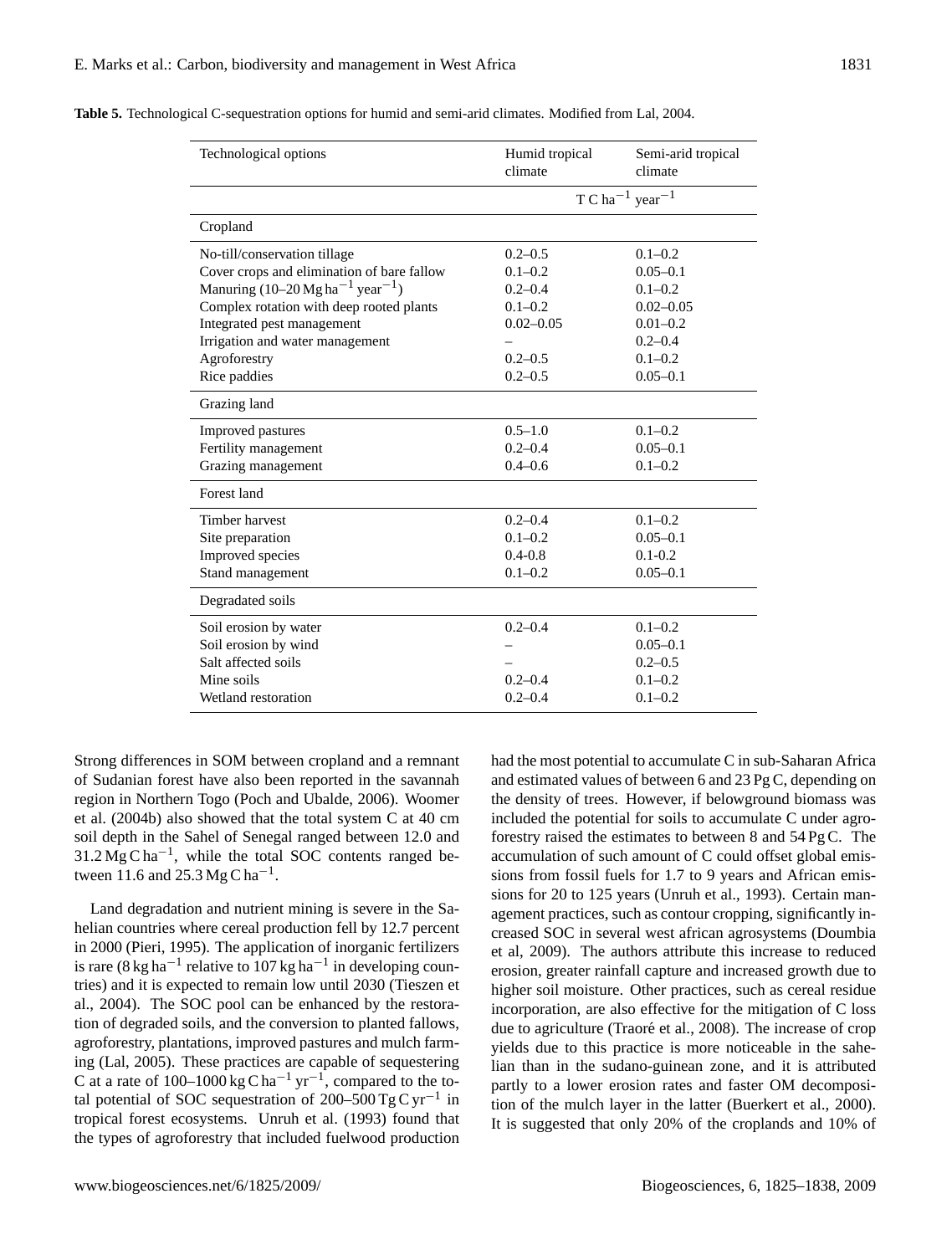**Table 5.** Technological C-sequestration options for humid and semi-arid climates. Modified from Lal, 2004.

| Technological options | Humid tropical climate | Semi-arid tropical climate |
|---|---|---|
| | T C $ha^{-1}$ $year^{-1}$ | |
| **Cropland** | | |
| No-till/conservation tillage | 0.2–0.5 | 0.1–0.2 |
| Cover crops and elimination of bare fallow | 0.1–0.2 | 0.05–0.1 |
| Manuring (10–20 Mg $ha^{-1}$ $year^{-1}$) | 0.2–0.4 | 0.1–0.2 |
| Complex rotation with deep rooted plants | 0.1–0.2 | 0.02–0.05 |
| Integrated pest management | 0.02–0.05 | 0.01–0.2 |
| Irrigation and water management | – | 0.2–0.4 |
| Agroforestry | 0.2–0.5 | 0.1–0.2 |
| Rice paddies | 0.2–0.5 | 0.05–0.1 |
| **Grazing land** | | |
| Improved pastures | 0.5–1.0 | 0.1–0.2 |
| Fertility management | 0.2–0.4 | 0.05–0.1 |
| Grazing management | 0.4–0.6 | 0.1–0.2 |
| **Forest land** | | |
| Timber harvest | 0.2–0.4 | 0.1–0.2 |
| Site preparation | 0.1–0.2 | 0.05–0.1 |
| Improved species | 0.4-0.8 | 0.1-0.2 |
| Stand management | 0.1–0.2 | 0.05–0.1 |
| **Degradated soils** | | |
| Soil erosion by water | 0.2–0.4 | 0.1–0.2 |
| Soil erosion by wind | – | 0.05–0.1 |
| Salt affected soils | – | 0.2–0.5 |
| Mine soils | 0.2–0.4 | 0.1–0.2 |
| Wetland restoration | 0.2–0.4 | 0.1–0.2 |

Strong differences in SOM between cropland and a remnant of Sudanian forest have also been reported in the savannah region in Northern Togo (Poch and Ubalde, 2006). Woomer et al. (2004b) also showed that the total system C at 40 cm soil depth in the Sahel of Senegal ranged between 12.0 and 31.2 Mg C $ha^{-1}$, while the total SOC contents ranged between 11.6 and 25.3 Mg C $ha^{-1}$.

Land degradation and nutrient mining is severe in the Sahelian countries where cereal production fell by 12.7 percent in 2000 (Pieri, 1995). The application of inorganic fertilizers is rare (8 kg $ha^{-1}$ relative to 107 kg $ha^{-1}$ in developing countries) and it is expected to remain low until 2030 (Tieszen et al., 2004). The SOC pool can be enhanced by the restoration of degraded soils, and the conversion to planted fallows, agroforestry, plantations, improved pastures and mulch farming (Lal, 2005). These practices are capable of sequestering C at a rate of 100–1000 kg C $ha^{-1}$ $yr^{-1}$, compared to the total potential of SOC sequestration of 200–500 Tg C $yr^{-1}$ in tropical forest ecosystems. Unruh et al. (1993) found that the types of agroforestry that included fuelwood production had the most potential to accumulate C in sub-Saharan Africa and estimated values of between 6 and 23 Pg C, depending on the density of trees. However, if belowground biomass was included the potential for soils to accumulate C under agroforestry raised the estimates to between 8 and 54 Pg C. The accumulation of such amount of C could offset global emissions from fossil fuels for 1.7 to 9 years and African emissions for 20 to 125 years (Unruh et al., 1993). Certain management practices, such as contour cropping, significantly increased SOC in several west african agrosystems (Doumbia et al, 2009). The authors attribute this increase to reduced erosion, greater rainfall capture and increased growth due to higher soil moisture. Other practices, such as cereal residue incorporation, are also effective for the mitigation of C loss due to agriculture (Traoré et al., 2008). The increase of crop yields due to this practice is more noticeable in the sahelian than in the sudano-guinean zone, and it is attributed partly to a lower erosion rates and faster OM decomposition of the mulch layer in the latter (Buerkert et al., 2000). It is suggested that only 20% of the croplands and 10% of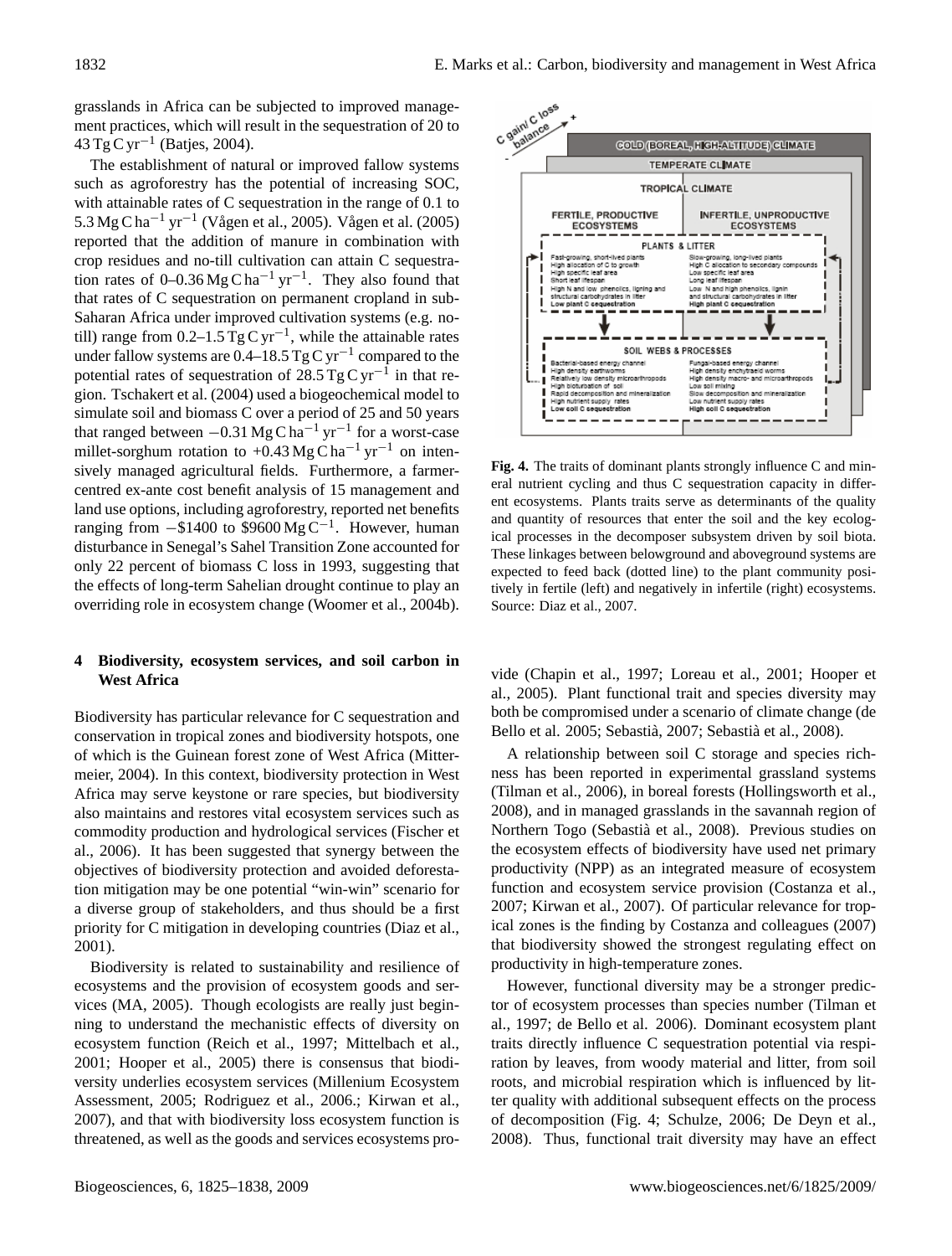grasslands in Africa can be subjected to improved management practices, which will result in the sequestration of 20 to 43 Tg C yr$^{-1}$ (Batjes, 2004).

The establishment of natural or improved fallow systems such as agroforestry has the potential of increasing SOC, with attainable rates of C sequestration in the range of 0.1 to 5.3 Mg C ha$^{-1}$ yr$^{-1}$ (Vågen et al., 2005). Vågen et al. (2005) reported that the addition of manure in combination with crop residues and no-till cultivation can attain C sequestration rates of 0–0.36 Mg C ha$^{-1}$ yr$^{-1}$. They also found that that rates of C sequestration on permanent cropland in sub-Saharan Africa under improved cultivation systems (e.g. no-till) range from 0.2–1.5 Tg C yr$^{-1}$, while the attainable rates under fallow systems are 0.4–18.5 Tg C yr$^{-1}$ compared to the potential rates of sequestration of 28.5 Tg C yr$^{-1}$ in that region. Tschakert et al. (2004) used a biogeochemical model to simulate soil and biomass C over a period of 25 and 50 years that ranged between −0.31 Mg C ha$^{-1}$ yr$^{-1}$ for a worst-case millet-sorghum rotation to +0.43 Mg C ha$^{-1}$ yr$^{-1}$ on intensively managed agricultural fields. Furthermore, a farmer-centred ex-ante cost benefit analysis of 15 management and land use options, including agroforestry, reported net benefits ranging from −\$1400 to \$9600 Mg C$^{-1}$. However, human disturbance in Senegal's Sahel Transition Zone accounted for only 22 percent of biomass C loss in 1993, suggesting that the effects of long-term Sahelian drought continue to play an overriding role in ecosystem change (Woomer et al., 2004b).

## 4 Biodiversity, ecosystem services, and soil carbon in West Africa

Biodiversity has particular relevance for C sequestration and conservation in tropical zones and biodiversity hotspots, one of which is the Guinean forest zone of West Africa (Mittermeier, 2004). In this context, biodiversity protection in West Africa may serve keystone or rare species, but biodiversity also maintains and restores vital ecosystem services such as commodity production and hydrological services (Fischer et al., 2006). It has been suggested that synergy between the objectives of biodiversity protection and avoided deforestation mitigation may be one potential "win-win" scenario for a diverse group of stakeholders, and thus should be a first priority for C mitigation in developing countries (Diaz et al., 2001).

Biodiversity is related to sustainability and resilience of ecosystems and the provision of ecosystem goods and services (MA, 2005). Though ecologists are really just beginning to understand the mechanistic effects of diversity on ecosystem function (Reich et al., 1997; Mittelbach et al., 2001; Hooper et al., 2005) there is consensus that biodiversity underlies ecosystem services (Millenium Ecosystem Assessment, 2005; Rodriguez et al., 2006.; Kirwan et al., 2007), and that with biodiversity loss ecosystem function is threatened, as well as the goods and services ecosystems provide (Chapin et al., 1997; Loreau et al., 2001; Hooper et al., 2005). Plant functional trait and species diversity may both be compromised under a scenario of climate change (de Bello et al. 2005; Sebastià, 2007; Sebastià et al., 2008).

**Fig. 4.** The traits of dominant plants strongly influence C and mineral nutrient cycling and thus C sequestration capacity in different ecosystems. Plants traits serve as determinants of the quality and quantity of resources that enter the soil and the key ecological processes in the decomposer subsystem driven by soil biota. These linkages between belowground and aboveground systems are expected to feed back (dotted line) to the plant community positively in fertile (left) and negatively in infertile (right) ecosystems. Source: Diaz et al., 2007.

A relationship between soil C storage and species richness has been reported in experimental grassland systems (Tilman et al., 2006), in boreal forests (Hollingsworth et al., 2008), and in managed grasslands in the savannah region of Northern Togo (Sebastià et al., 2008). Previous studies on the ecosystem effects of biodiversity have used net primary productivity (NPP) as an integrated measure of ecosystem function and ecosystem service provision (Costanza et al., 2007; Kirwan et al., 2007). Of particular relevance for tropical zones is the finding by Costanza and colleagues (2007) that biodiversity showed the strongest regulating effect on productivity in high-temperature zones.

However, functional diversity may be a stronger predictor of ecosystem processes than species number (Tilman et al., 1997; de Bello et al. 2006). Dominant ecosystem plant traits directly influence C sequestration potential via respiration by leaves, from woody material and litter, from soil roots, and microbial respiration which is influenced by litter quality with additional subsequent effects on the process of decomposition (Fig. 4; Schulze, 2006; De Deyn et al., 2008). Thus, functional trait diversity may have an effect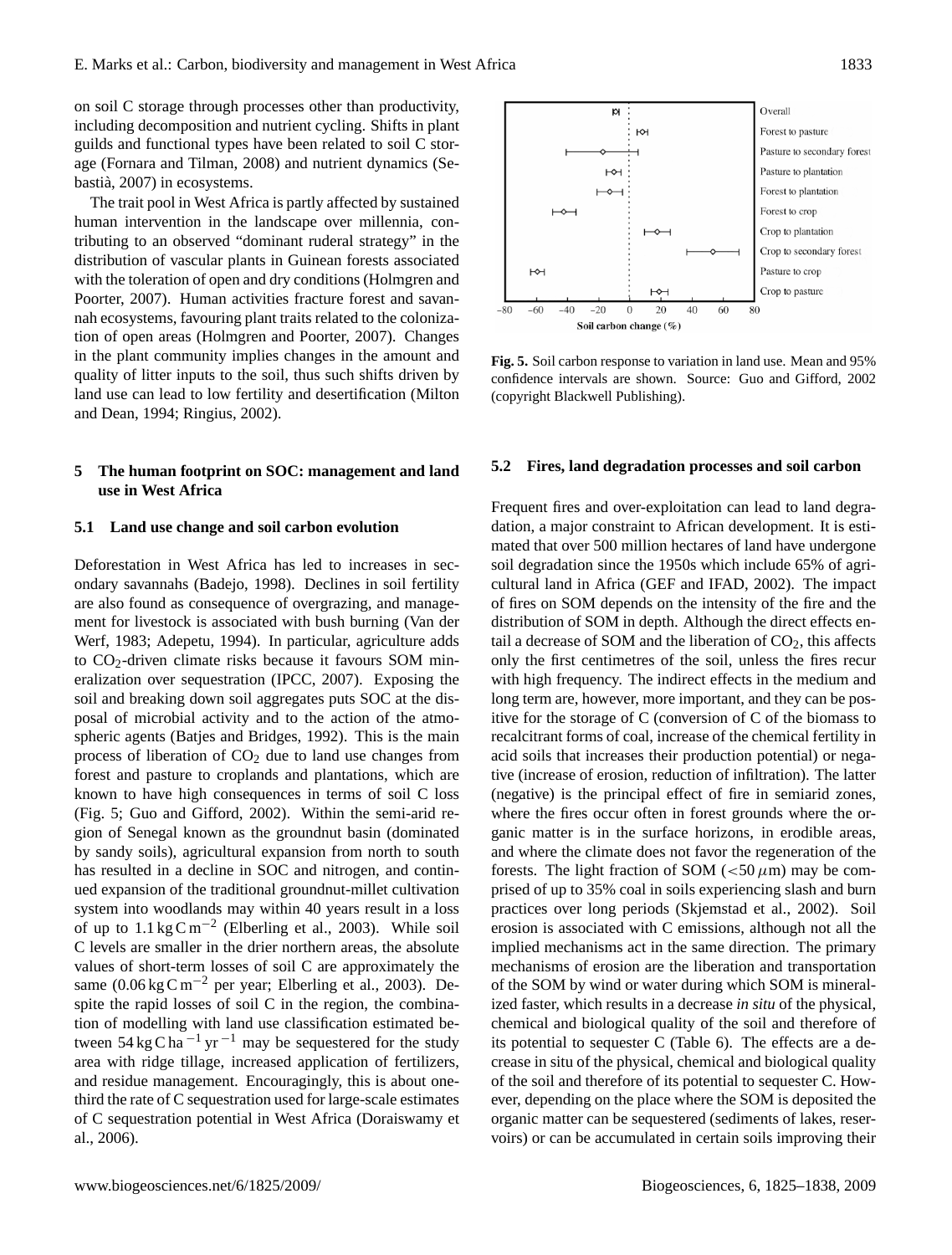on soil C storage through processes other than productivity, including decomposition and nutrient cycling. Shifts in plant guilds and functional types have been related to soil C storage (Fornara and Tilman, 2008) and nutrient dynamics (Sebastià, 2007) in ecosystems.

The trait pool in West Africa is partly affected by sustained human intervention in the landscape over millennia, contributing to an observed "dominant ruderal strategy" in the distribution of vascular plants in Guinean forests associated with the toleration of open and dry conditions (Holmgren and Poorter, 2007). Human activities fracture forest and savannah ecosystems, favouring plant traits related to the colonization of open areas (Holmgren and Poorter, 2007). Changes in the plant community implies changes in the amount and quality of litter inputs to the soil, thus such shifts driven by land use can lead to low fertility and desertification (Milton and Dean, 1994; Ringius, 2002).

## 5 The human footprint on SOC: management and land use in West Africa

### 5.1 Land use change and soil carbon evolution

Deforestation in West Africa has led to increases in secondary savannahs (Badejo, 1998). Declines in soil fertility are also found as consequence of overgrazing, and management for livestock is associated with bush burning (Van der Werf, 1983; Adepetu, 1994). In particular, agriculture adds to $CO_2$-driven climate risks because it favours SOM mineralization over sequestration (IPCC, 2007). Exposing the soil and breaking down soil aggregates puts SOC at the disposal of microbial activity and to the action of the atmospheric agents (Batjes and Bridges, 1992). This is the main process of liberation of $CO_2$ due to land use changes from forest and pasture to croplands and plantations, which are known to have high consequences in terms of soil C loss (Fig. 5; Guo and Gifford, 2002). Within the semi-arid region of Senegal known as the groundnut basin (dominated by sandy soils), agricultural expansion from north to south has resulted in a decline in SOC and nitrogen, and continued expansion of the traditional groundnut-millet cultivation system into woodlands may within 40 years result in a loss of up to $1.1\,\text{kg C m}^{-2}$ (Elberling et al., 2003). While soil C levels are smaller in the drier northern areas, the absolute values of short-term losses of soil C are approximately the same ($0.06\,\text{kg C m}^{-2}$ per year; Elberling et al., 2003). Despite the rapid losses of soil C in the region, the combination of modelling with land use classification estimated between $54\,\text{kg C ha}^{-1}\,\text{yr}^{-1}$ may be sequestered for the study area with ridge tillage, increased application of fertilizers, and residue management. Encouragingly, this is about one-third the rate of C sequestration used for large-scale estimates of C sequestration potential in West Africa (Doraiswamy et al., 2006).

**Fig. 5.** Soil carbon response to variation in land use. Mean and 95% confidence intervals are shown. Source: Guo and Gifford, 2002 (copyright Blackwell Publishing).

### 5.2 Fires, land degradation processes and soil carbon

Frequent fires and over-exploitation can lead to land degradation, a major constraint to African development. It is estimated that over 500 million hectares of land have undergone soil degradation since the 1950s which include 65% of agricultural land in Africa (GEF and IFAD, 2002). The impact of fires on SOM depends on the intensity of the fire and the distribution of SOM in depth. Although the direct effects entail a decrease of SOM and the liberation of $CO_2$, this affects only the first centimetres of the soil, unless the fires recur with high frequency. The indirect effects in the medium and long term are, however, more important, and they can be positive for the storage of C (conversion of C of the biomass to recalcitrant forms of coal, increase of the chemical fertility in acid soils that increases their production potential) or negative (increase of erosion, reduction of infiltration). The latter (negative) is the principal effect of fire in semiarid zones, where the fires occur often in forest grounds where the organic matter is in the surface horizons, in erodible areas, and where the climate does not favor the regeneration of the forests. The light fraction of SOM ($<50\,\mu$m) may be comprised of up to 35% coal in soils experiencing slash and burn practices over long periods (Skjemstad et al., 2002). Soil erosion is associated with C emissions, although not all the implied mechanisms act in the same direction. The primary mechanisms of erosion are the liberation and transportation of the SOM by wind or water during which SOM is mineralized faster, which results in a decrease *in situ* of the physical, chemical and biological quality of the soil and therefore of its potential to sequester C (Table 6). The effects are a decrease in situ of the physical, chemical and biological quality of the soil and therefore of its potential to sequester C. However, depending on the place where the SOM is deposited the organic matter can be sequestered (sediments of lakes, reservoirs) or can be accumulated in certain soils improving their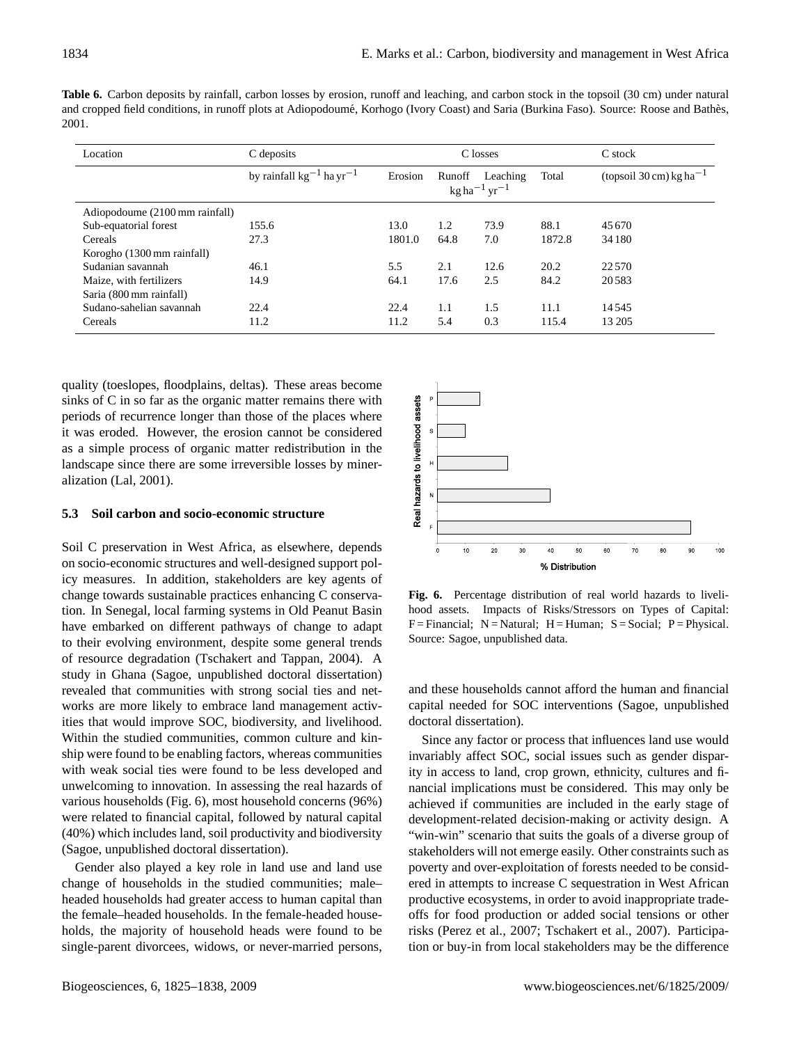**Table 6.** Carbon deposits by rainfall, carbon losses by erosion, runoff and leaching, and carbon stock in the topsoil (30 cm) under natural and cropped field conditions, in runoff plots at Adiopodoumé, Korhogo (Ivory Coast) and Saria (Burkina Faso). Source: Roose and Bathès, 2001.

| Location | C deposits | C losses | | | | C stock |
|---|---|---|---|---|---|---|
| | by rainfall $kg^{-1} ha yr^{-1}$ | Erosion | Runoff $kg ha^{-1} yr^{-1}$ | Leaching | Total | (topsoil 30 cm) $kg ha^{-1}$ |
| Adiopodoume (2100 mm rainfall) | | | | | | |
| Sub-equatorial forest | 155.6 | 13.0 | 1.2 | 73.9 | 88.1 | 45 670 |
| Cereals | 27.3 | 1801.0 | 64.8 | 7.0 | 1872.8 | 34 180 |
| Korogho (1300 mm rainfall) | | | | | | |
| Sudanian savannah | 46.1 | 5.5 | 2.1 | 12.6 | 20.2 | 22 570 |
| Maize, with fertilizers | 14.9 | 64.1 | 17.6 | 2.5 | 84.2 | 20 583 |
| Saria (800 mm rainfall) | | | | | | |
| Sudano-sahelian savannah | 22.4 | 22.4 | 1.1 | 1.5 | 11.1 | 14 545 |
| Cereals | 11.2 | 11.2 | 5.4 | 0.3 | 115.4 | 13 205 |

quality (toeslopes, floodplains, deltas). These areas become sinks of C in so far as the organic matter remains there with periods of recurrence longer than those of the places where it was eroded. However, the erosion cannot be considered as a simple process of organic matter redistribution in the landscape since there are some irreversible losses by mineralization (Lal, 2001).

### 5.3 Soil carbon and socio-economic structure

Soil C preservation in West Africa, as elsewhere, depends on socio-economic structures and well-designed support policy measures. In addition, stakeholders are key agents of change towards sustainable practices enhancing C conservation. In Senegal, local farming systems in Old Peanut Basin have embarked on different pathways of change to adapt to their evolving environment, despite some general trends of resource degradation (Tschakert and Tappan, 2004). A study in Ghana (Sagoe, unpublished doctoral dissertation) revealed that communities with strong social ties and networks are more likely to embrace land management activities that would improve SOC, biodiversity, and livelihood. Within the studied communities, common culture and kinship were found to be enabling factors, whereas communities with weak social ties were found to be less developed and unwelcoming to innovation. In assessing the real hazards of various households (Fig. 6), most household concerns (96%) were related to financial capital, followed by natural capital (40%) which includes land, soil productivity and biodiversity (Sagoe, unpublished doctoral dissertation).

**Fig. 6.** Percentage distribution of real world hazards to livelihood assets. Impacts of Risks/Stressors on Types of Capital: F = Financial; N = Natural; H = Human; S = Social; P = Physical. Source: Sagoe, unpublished data.

Gender also played a key role in land use and land use change of households in the studied communities; male–headed households had greater access to human capital than the female–headed households. In the female-headed households, the majority of household heads were found to be single-parent divorcees, widows, or never-married persons, and these households cannot afford the human and financial capital needed for SOC interventions (Sagoe, unpublished doctoral dissertation).

Since any factor or process that influences land use would invariably affect SOC, social issues such as gender disparity in access to land, crop grown, ethnicity, cultures and financial implications must be considered. This may only be achieved if communities are included in the early stage of development-related decision-making or activity design. A "win-win" scenario that suits the goals of a diverse group of stakeholders will not emerge easily. Other constraints such as poverty and over-exploitation of forests needed to be considered in attempts to increase C sequestration in West African productive ecosystems, in order to avoid inappropriate trade-offs for food production or added social tensions or other risks (Perez et al., 2007; Tschakert et al., 2007). Participation or buy-in from local stakeholders may be the difference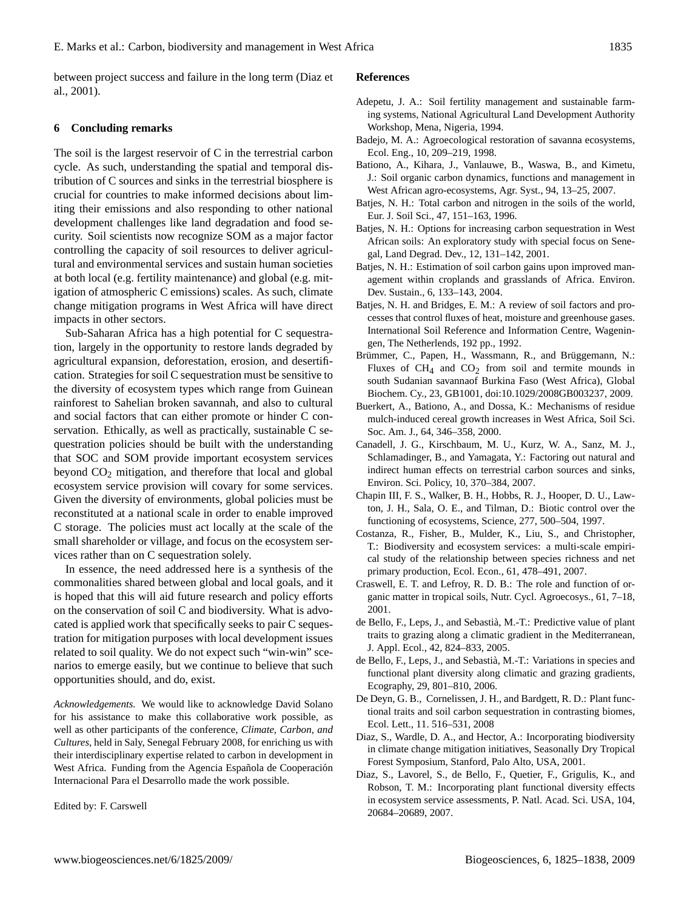between project success and failure in the long term (Diaz et al., 2001).

## 6 Concluding remarks

The soil is the largest reservoir of C in the terrestrial carbon cycle. As such, understanding the spatial and temporal distribution of C sources and sinks in the terrestrial biosphere is crucial for countries to make informed decisions about limiting their emissions and also responding to other national development challenges like land degradation and food security. Soil scientists now recognize SOM as a major factor controlling the capacity of soil resources to deliver agricultural and environmental services and sustain human societies at both local (e.g. fertility maintenance) and global (e.g. mitigation of atmospheric C emissions) scales. As such, climate change mitigation programs in West Africa will have direct impacts in other sectors.

Sub-Saharan Africa has a high potential for C sequestration, largely in the opportunity to restore lands degraded by agricultural expansion, deforestation, erosion, and desertification. Strategies for soil C sequestration must be sensitive to the diversity of ecosystem types which range from Guinean rainforest to Sahelian broken savannah, and also to cultural and social factors that can either promote or hinder C conservation. Ethically, as well as practically, sustainable C sequestration policies should be built with the understanding that SOC and SOM provide important ecosystem services beyond $CO_2$ mitigation, and therefore that local and global ecosystem service provision will covary for some services. Given the diversity of environments, global policies must be reconstituted at a national scale in order to enable improved C storage. The policies must act locally at the scale of the small shareholder or village, and focus on the ecosystem services rather than on C sequestration solely.

In essence, the need addressed here is a synthesis of the commonalities shared between global and local goals, and it is hoped that this will aid future research and policy efforts on the conservation of soil C and biodiversity. What is advocated is applied work that specifically seeks to pair C sequestration for mitigation purposes with local development issues related to soil quality. We do not expect such "win-win" scenarios to emerge easily, but we continue to believe that such opportunities should, and do, exist.

*Acknowledgements.* We would like to acknowledge David Solano for his assistance to make this collaborative work possible, as well as other participants of the conference, *Climate, Carbon, and Cultures*, held in Saly, Senegal February 2008, for enriching us with their interdisciplinary expertise related to carbon in development in West Africa. Funding from the Agencia Española de Cooperación Internacional Para el Desarrollo made the work possible.

Edited by: F. Carswell

## References

Adepetu, J. A.: Soil fertility management and sustainable farming systems, National Agricultural Land Development Authority Workshop, Mena, Nigeria, 1994.

Badejo, M. A.: Agroecological restoration of savanna ecosystems, Ecol. Eng., 10, 209–219, 1998.

Bationo, A., Kihara, J., Vanlauwe, B., Waswa, B., and Kimetu, J.: Soil organic carbon dynamics, functions and management in West African agro-ecosystems, Agr. Syst., 94, 13–25, 2007.

Batjes, N. H.: Total carbon and nitrogen in the soils of the world, Eur. J. Soil Sci., 47, 151–163, 1996.

Batjes, N. H.: Options for increasing carbon sequestration in West African soils: An exploratory study with special focus on Senegal, Land Degrad. Dev., 12, 131–142, 2001.

Batjes, N. H.: Estimation of soil carbon gains upon improved management within croplands and grasslands of Africa. Environ. Dev. Sustain., 6, 133–143, 2004.

Batjes, N. H. and Bridges, E. M.: A review of soil factors and processes that control fluxes of heat, moisture and greenhouse gases. International Soil Reference and Information Centre, Wageningen, The Netherlands, 192 pp., 1992.

Brümmer, C., Papen, H., Wassmann, R., and Brüggemann, N.: Fluxes of $CH_4$ and $CO_2$ from soil and termite mounds in south Sudanian savannaof Burkina Faso (West Africa), Global Biochem. Cy., 23, GB1001, doi:10.1029/2008GB003237, 2009.

Buerkert, A., Bationo, A., and Dossa, K.: Mechanisms of residue mulch-induced cereal growth increases in West Africa, Soil Sci. Soc. Am. J., 64, 346–358, 2000.

Canadell, J. G., Kirschbaum, M. U., Kurz, W. A., Sanz, M. J., Schlamadinger, B., and Yamagata, Y.: Factoring out natural and indirect human effects on terrestrial carbon sources and sinks, Environ. Sci. Policy, 10, 370–384, 2007.

Chapin III, F. S., Walker, B. H., Hobbs, R. J., Hooper, D. U., Lawton, J. H., Sala, O. E., and Tilman, D.: Biotic control over the functioning of ecosystems, Science, 277, 500–504, 1997.

Costanza, R., Fisher, B., Mulder, K., Liu, S., and Christopher, T.: Biodiversity and ecosystem services: a multi-scale empirical study of the relationship between species richness and net primary production, Ecol. Econ., 61, 478–491, 2007.

Craswell, E. T. and Lefroy, R. D. B.: The role and function of organic matter in tropical soils, Nutr. Cycl. Agroecosys., 61, 7–18, 2001.

de Bello, F., Leps, J., and Sebastià, M.-T.: Predictive value of plant traits to grazing along a climatic gradient in the Mediterranean, J. Appl. Ecol., 42, 824–833, 2005.

de Bello, F., Leps, J., and Sebastià, M.-T.: Variations in species and functional plant diversity along climatic and grazing gradients, Ecography, 29, 801–810, 2006.

De Deyn, G. B., Cornelissen, J. H., and Bardgett, R. D.: Plant functional traits and soil carbon sequestration in contrasting biomes, Ecol. Lett., 11. 516–531, 2008

Diaz, S., Wardle, D. A., and Hector, A.: Incorporating biodiversity in climate change mitigation initiatives, Seasonally Dry Tropical Forest Symposium, Stanford, Palo Alto, USA, 2001.

Diaz, S., Lavorel, S., de Bello, F., Quetier, F., Grigulis, K., and Robson, T. M.: Incorporating plant functional diversity effects in ecosystem service assessments, P. Natl. Acad. Sci. USA, 104, 20684–20689, 2007.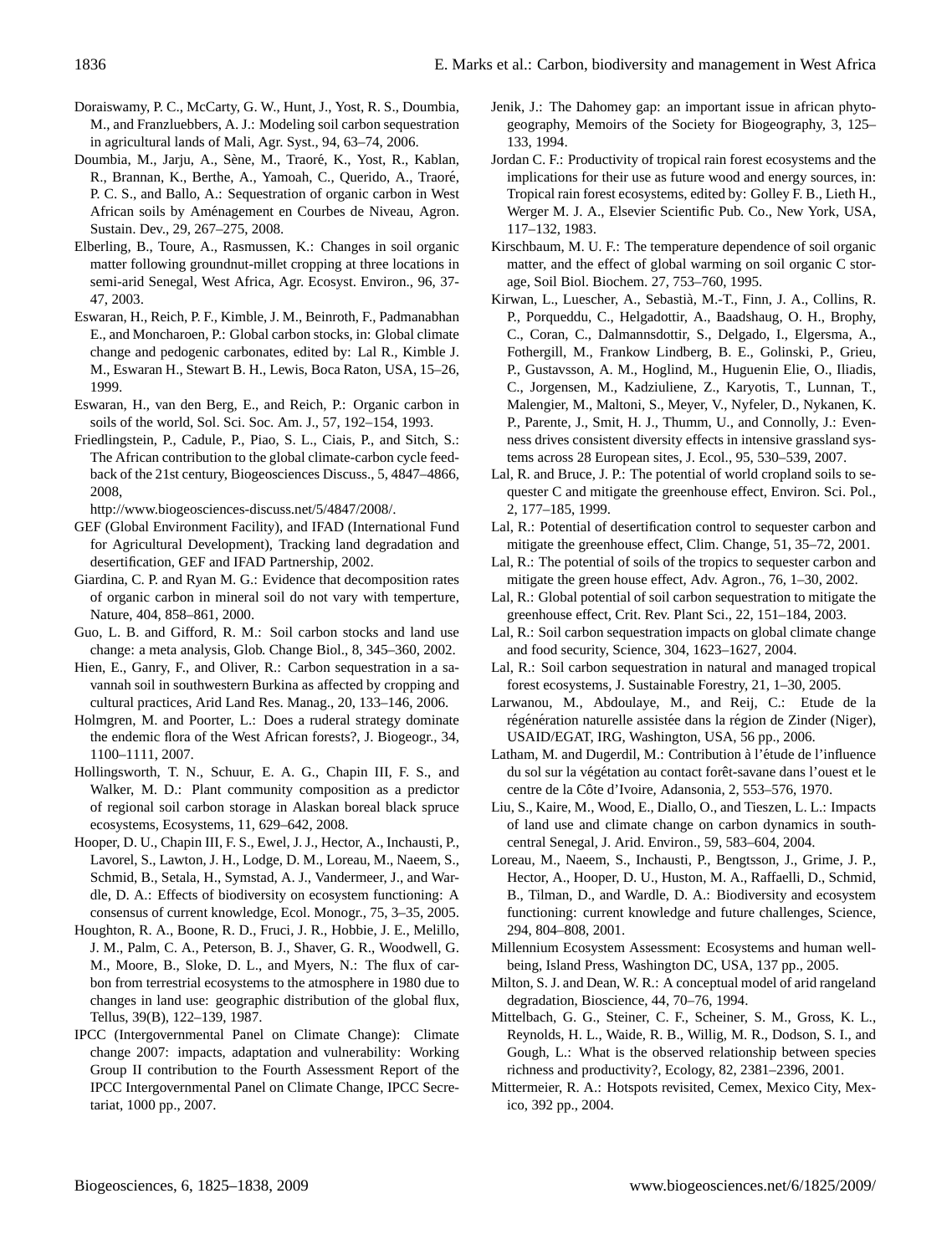Doraiswamy, P. C., McCarty, G. W., Hunt, J., Yost, R. S., Doumbia, M., and Franzluebbers, A. J.: Modeling soil carbon sequestration in agricultural lands of Mali, Agr. Syst., 94, 63–74, 2006.

Doumbia, M., Jarju, A., Sène, M., Traoré, K., Yost, R., Kablan, R., Brannan, K., Berthe, A., Yamoah, C., Querido, A., Traoré, P. C. S., and Ballo, A.: Sequestration of organic carbon in West African soils by Aménagement en Courbes de Niveau, Agron. Sustain. Dev., 29, 267–275, 2008.

Elberling, B., Toure, A., Rasmussen, K.: Changes in soil organic matter following groundnut-millet cropping at three locations in semi-arid Senegal, West Africa, Agr. Ecosyst. Environ., 96, 37-47, 2003.

Eswaran, H., Reich, P. F., Kimble, J. M., Beinroth, F., Padmanabhan E., and Moncharoen, P.: Global carbon stocks, in: Global climate change and pedogenic carbonates, edited by: Lal R., Kimble J. M., Eswaran H., Stewart B. H., Lewis, Boca Raton, USA, 15–26, 1999.

Eswaran, H., van den Berg, E., and Reich, P.: Organic carbon in soils of the world, Sol. Sci. Soc. Am. J., 57, 192–154, 1993.

Friedlingstein, P., Cadule, P., Piao, S. L., Ciais, P., and Sitch, S.: The African contribution to the global climate-carbon cycle feedback of the 21st century, Biogeosciences Discuss., 5, 4847–4866, 2008, http://www.biogeosciences-discuss.net/5/4847/2008/.

GEF (Global Environment Facility), and IFAD (International Fund for Agricultural Development), Tracking land degradation and desertification, GEF and IFAD Partnership, 2002.

Giardina, C. P. and Ryan M. G.: Evidence that decomposition rates of organic carbon in mineral soil do not vary with temperture, Nature, 404, 858–861, 2000.

Guo, L. B. and Gifford, R. M.: Soil carbon stocks and land use change: a meta analysis, Glob. Change Biol., 8, 345–360, 2002.

Hien, E., Ganry, F., and Oliver, R.: Carbon sequestration in a savannah soil in southwestern Burkina as affected by cropping and cultural practices, Arid Land Res. Manag., 20, 133–146, 2006.

Holmgren, M. and Poorter, L.: Does a ruderal strategy dominate the endemic flora of the West African forests?, J. Biogeogr., 34, 1100–1111, 2007.

Hollingsworth, T. N., Schuur, E. A. G., Chapin III, F. S., and Walker, M. D.: Plant community composition as a predictor of regional soil carbon storage in Alaskan boreal black spruce ecosystems, Ecosystems, 11, 629–642, 2008.

Hooper, D. U., Chapin III, F. S., Ewel, J. J., Hector, A., Inchausti, P., Lavorel, S., Lawton, J. H., Lodge, D. M., Loreau, M., Naeem, S., Schmid, B., Setala, H., Symstad, A. J., Vandermeer, J., and Wardle, D. A.: Effects of biodiversity on ecosystem functioning: A consensus of current knowledge, Ecol. Monogr., 75, 3–35, 2005.

Houghton, R. A., Boone, R. D., Fruci, J. R., Hobbie, J. E., Melillo, J. M., Palm, C. A., Peterson, B. J., Shaver, G. R., Woodwell, G. M., Moore, B., Sloke, D. L., and Myers, N.: The flux of carbon from terrestrial ecosystems to the atmosphere in 1980 due to changes in land use: geographic distribution of the global flux, Tellus, 39(B), 122–139, 1987.

IPCC (Intergovernmental Panel on Climate Change): Climate change 2007: impacts, adaptation and vulnerability: Working Group II contribution to the Fourth Assessment Report of the IPCC Intergovernmental Panel on Climate Change, IPCC Secretariat, 1000 pp., 2007.

Jenik, J.: The Dahomey gap: an important issue in african phytogeography, Memoirs of the Society for Biogeography, 3, 125–133, 1994.

Jordan C. F.: Productivity of tropical rain forest ecosystems and the implications for their use as future wood and energy sources, in: Tropical rain forest ecosystems, edited by: Golley F. B., Lieth H., Werger M. J. A., Elsevier Scientific Pub. Co., New York, USA, 117–132, 1983.

Kirschbaum, M. U. F.: The temperature dependence of soil organic matter, and the effect of global warming on soil organic C storage, Soil Biol. Biochem. 27, 753–760, 1995.

Kirwan, L., Luescher, A., Sebastià, M.-T., Finn, J. A., Collins, R. P., Porqueddu, C., Helgadottir, A., Baadshaug, O. H., Brophy, C., Coran, C., Dalmannsdottir, S., Delgado, I., Elgersma, A., Fothergill, M., Frankow Lindberg, B. E., Golinski, P., Grieu, P., Gustavsson, A. M., Hoglind, M., Huguenin Elie, O., Iliadis, C., Jorgensen, M., Kadziuliene, Z., Karyotis, T., Lunnan, T., Malengier, M., Maltoni, S., Meyer, V., Nyfeler, D., Nykanen, K. P., Parente, J., Smit, H. J., Thumm, U., and Connolly, J.: Evenness drives consistent diversity effects in intensive grassland systems across 28 European sites, J. Ecol., 95, 530–539, 2007.

Lal, R. and Bruce, J. P.: The potential of world cropland soils to sequester C and mitigate the greenhouse effect, Environ. Sci. Pol., 2, 177–185, 1999.

Lal, R.: Potential of desertification control to sequester carbon and mitigate the greenhouse effect, Clim. Change, 51, 35–72, 2001.

Lal, R.: The potential of soils of the tropics to sequester carbon and mitigate the green house effect, Adv. Agron., 76, 1–30, 2002.

Lal, R.: Global potential of soil carbon sequestration to mitigate the greenhouse effect, Crit. Rev. Plant Sci., 22, 151–184, 2003.

Lal, R.: Soil carbon sequestration impacts on global climate change and food security, Science, 304, 1623–1627, 2004.

Lal, R.: Soil carbon sequestration in natural and managed tropical forest ecosystems, J. Sustainable Forestry, 21, 1–30, 2005.

Larwanou, M., Abdoulaye, M., and Reij, C.: Etude de la régénération naturelle assistée dans la région de Zinder (Niger), USAID/EGAT, IRG, Washington, USA, 56 pp., 2006.

Latham, M. and Dugerdil, M.: Contribution à l'étude de l'influence du sol sur la végétation au contact forêt-savane dans l'ouest et le centre de la Côte d'Ivoire, Adansonia, 2, 553–576, 1970.

Liu, S., Kaire, M., Wood, E., Diallo, O., and Tieszen, L. L.: Impacts of land use and climate change on carbon dynamics in south-central Senegal, J. Arid. Environ., 59, 583–604, 2004.

Loreau, M., Naeem, S., Inchausti, P., Bengtsson, J., Grime, J. P., Hector, A., Hooper, D. U., Huston, M. A., Raffaelli, D., Schmid, B., Tilman, D., and Wardle, D. A.: Biodiversity and ecosystem functioning: current knowledge and future challenges, Science, 294, 804–808, 2001.

Millennium Ecosystem Assessment: Ecosystems and human well-being, Island Press, Washington DC, USA, 137 pp., 2005.

Milton, S. J. and Dean, W. R.: A conceptual model of arid rangeland degradation, Bioscience, 44, 70–76, 1994.

Mittelbach, G. G., Steiner, C. F., Scheiner, S. M., Gross, K. L., Reynolds, H. L., Waide, R. B., Willig, M. R., Dodson, S. I., and Gough, L.: What is the observed relationship between species richness and productivity?, Ecology, 82, 2381–2396, 2001.

Mittermeier, R. A.: Hotspots revisited, Cemex, Mexico City, Mexico, 392 pp., 2004.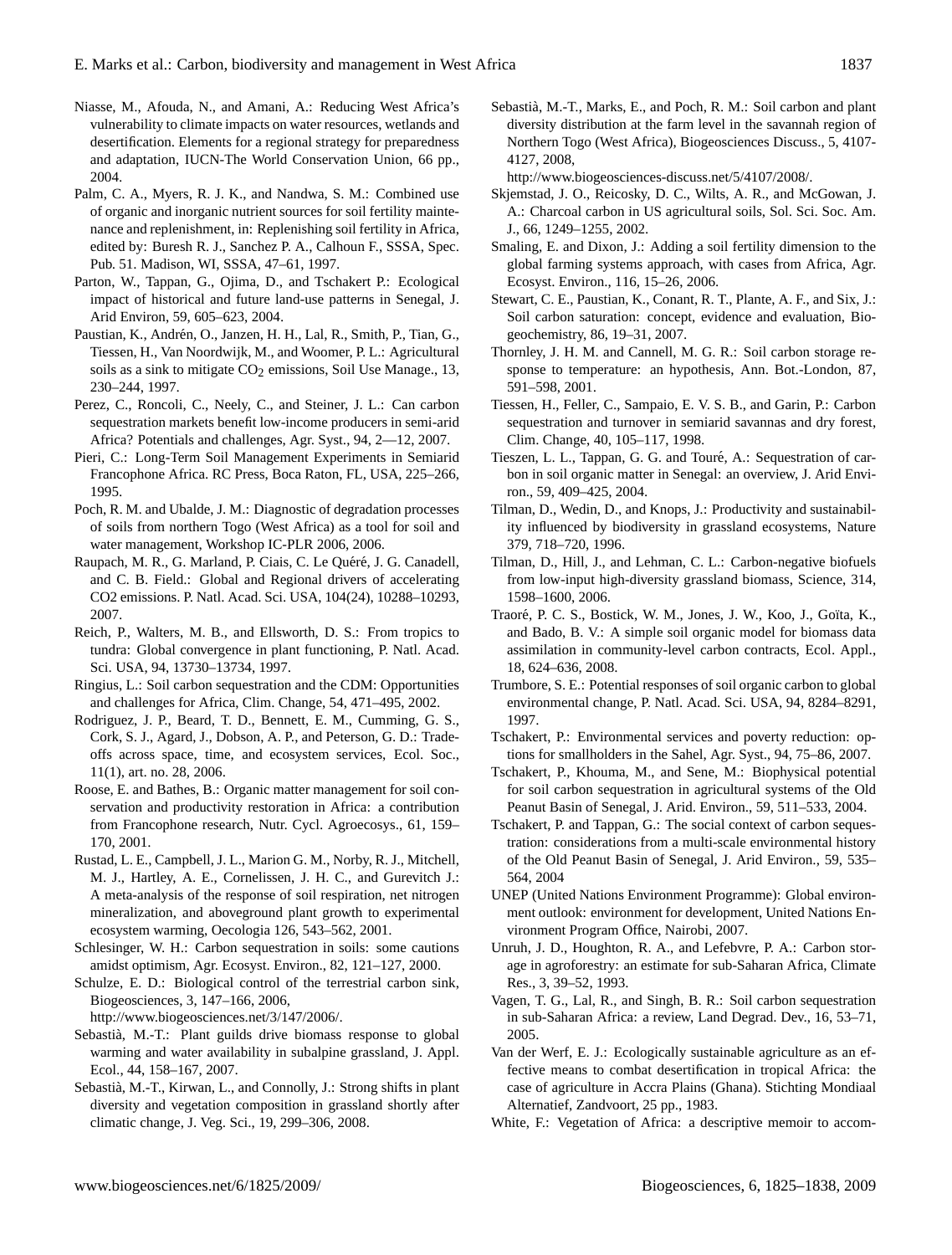Niasse, M., Afouda, N., and Amani, A.: Reducing West Africa's vulnerability to climate impacts on water resources, wetlands and desertification. Elements for a regional strategy for preparedness and adaptation, IUCN-The World Conservation Union, 66 pp., 2004.

Palm, C. A., Myers, R. J. K., and Nandwa, S. M.: Combined use of organic and inorganic nutrient sources for soil fertility maintenance and replenishment, in: Replenishing soil fertility in Africa, edited by: Buresh R. J., Sanchez P. A., Calhoun F., SSSA, Spec. Pub. 51. Madison, WI, SSSA, 47–61, 1997.

Parton, W., Tappan, G., Ojima, D., and Tschakert P.: Ecological impact of historical and future land-use patterns in Senegal, J. Arid Environ, 59, 605–623, 2004.

Paustian, K., Andrén, O., Janzen, H. H., Lal, R., Smith, P., Tian, G., Tiessen, H., Van Noordwijk, M., and Woomer, P. L.: Agricultural soils as a sink to mitigate $CO_2$ emissions, Soil Use Manage., 13, 230–244, 1997.

Perez, C., Roncoli, C., Neely, C., and Steiner, J. L.: Can carbon sequestration markets benefit low-income producers in semi-arid Africa? Potentials and challenges, Agr. Syst., 94, 2—12, 2007.

Pieri, C.: Long-Term Soil Management Experiments in Semiarid Francophone Africa. RC Press, Boca Raton, FL, USA, 225–266, 1995.

Poch, R. M. and Ubalde, J. M.: Diagnostic of degradation processes of soils from northern Togo (West Africa) as a tool for soil and water management, Workshop IC-PLR 2006, 2006.

Raupach, M. R., G. Marland, P. Ciais, C. Le Quéré, J. G. Canadell, and C. B. Field.: Global and Regional drivers of accelerating CO2 emissions. P. Natl. Acad. Sci. USA, 104(24), 10288–10293, 2007.

Reich, P., Walters, M. B., and Ellsworth, D. S.: From tropics to tundra: Global convergence in plant functioning, P. Natl. Acad. Sci. USA, 94, 13730–13734, 1997.

Ringius, L.: Soil carbon sequestration and the CDM: Opportunities and challenges for Africa, Clim. Change, 54, 471–495, 2002.

Rodriguez, J. P., Beard, T. D., Bennett, E. M., Cumming, G. S., Cork, S. J., Agard, J., Dobson, A. P., and Peterson, G. D.: Trade-offs across space, time, and ecosystem services, Ecol. Soc., 11(1), art. no. 28, 2006.

Roose, E. and Bathes, B.: Organic matter management for soil conservation and productivity restoration in Africa: a contribution from Francophone research, Nutr. Cycl. Agroecosys., 61, 159–170, 2001.

Rustad, L. E., Campbell, J. L., Marion G. M., Norby, R. J., Mitchell, M. J., Hartley, A. E., Cornelissen, J. H. C., and Gurevitch J.: A meta-analysis of the response of soil respiration, net nitrogen mineralization, and aboveground plant growth to experimental ecosystem warming, Oecologia 126, 543–562, 2001.

Schlesinger, W. H.: Carbon sequestration in soils: some cautions amidst optimism, Agr. Ecosyst. Environ., 82, 121–127, 2000.

Schulze, E. D.: Biological control of the terrestrial carbon sink, Biogeosciences, 3, 147–166, 2006, http://www.biogeosciences.net/3/147/2006/.

Sebastià, M.-T.: Plant guilds drive biomass response to global warming and water availability in subalpine grassland, J. Appl. Ecol., 44, 158–167, 2007.

Sebastià, M.-T., Kirwan, L., and Connolly, J.: Strong shifts in plant diversity and vegetation composition in grassland shortly after climatic change, J. Veg. Sci., 19, 299–306, 2008.

Sebastià, M.-T., Marks, E., and Poch, R. M.: Soil carbon and plant diversity distribution at the farm level in the savannah region of Northern Togo (West Africa), Biogeosciences Discuss., 5, 4107-4127, 2008, http://www.biogeosciences-discuss.net/5/4107/2008/.

Skjemstad, J. O., Reicosky, D. C., Wilts, A. R., and McGowan, J. A.: Charcoal carbon in US agricultural soils, Sol. Sci. Soc. Am. J., 66, 1249–1255, 2002.

Smaling, E. and Dixon, J.: Adding a soil fertility dimension to the global farming systems approach, with cases from Africa, Agr. Ecosyst. Environ., 116, 15–26, 2006.

Stewart, C. E., Paustian, K., Conant, R. T., Plante, A. F., and Six, J.: Soil carbon saturation: concept, evidence and evaluation, Biogeochemistry, 86, 19–31, 2007.

Thornley, J. H. M. and Cannell, M. G. R.: Soil carbon storage response to temperature: an hypothesis, Ann. Bot.-London, 87, 591–598, 2001.

Tiessen, H., Feller, C., Sampaio, E. V. S. B., and Garin, P.: Carbon sequestration and turnover in semiarid savannas and dry forest, Clim. Change, 40, 105–117, 1998.

Tieszen, L. L., Tappan, G. G. and Touré, A.: Sequestration of carbon in soil organic matter in Senegal: an overview, J. Arid Environ., 59, 409–425, 2004.

Tilman, D., Wedin, D., and Knops, J.: Productivity and sustainability influenced by biodiversity in grassland ecosystems, Nature 379, 718–720, 1996.

Tilman, D., Hill, J., and Lehman, C. L.: Carbon-negative biofuels from low-input high-diversity grassland biomass, Science, 314, 1598–1600, 2006.

Traoré, P. C. S., Bostick, W. M., Jones, J. W., Koo, J., Goïta, K., and Bado, B. V.: A simple soil organic model for biomass data assimilation in community-level carbon contracts, Ecol. Appl., 18, 624–636, 2008.

Trumbore, S. E.: Potential responses of soil organic carbon to global environmental change, P. Natl. Acad. Sci. USA, 94, 8284–8291, 1997.

Tschakert, P.: Environmental services and poverty reduction: options for smallholders in the Sahel, Agr. Syst., 94, 75–86, 2007.

Tschakert, P., Khouma, M., and Sene, M.: Biophysical potential for soil carbon sequestration in agricultural systems of the Old Peanut Basin of Senegal, J. Arid. Environ., 59, 511–533, 2004.

Tschakert, P. and Tappan, G.: The social context of carbon sequestration: considerations from a multi-scale environmental history of the Old Peanut Basin of Senegal, J. Arid Environ., 59, 535–564, 2004

UNEP (United Nations Environment Programme): Global environment outlook: environment for development, United Nations Environment Program Office, Nairobi, 2007.

Unruh, J. D., Houghton, R. A., and Lefebvre, P. A.: Carbon storage in agroforestry: an estimate for sub-Saharan Africa, Climate Res., 3, 39–52, 1993.

Vagen, T. G., Lal, R., and Singh, B. R.: Soil carbon sequestration in sub-Saharan Africa: a review, Land Degrad. Dev., 16, 53–71, 2005.

Van der Werf, E. J.: Ecologically sustainable agriculture as an effective means to combat desertification in tropical Africa: the case of agriculture in Accra Plains (Ghana). Stichting Mondiaal Alternatief, Zandvoort, 25 pp., 1983.

White, F.: Vegetation of Africa: a descriptive memoir to accom-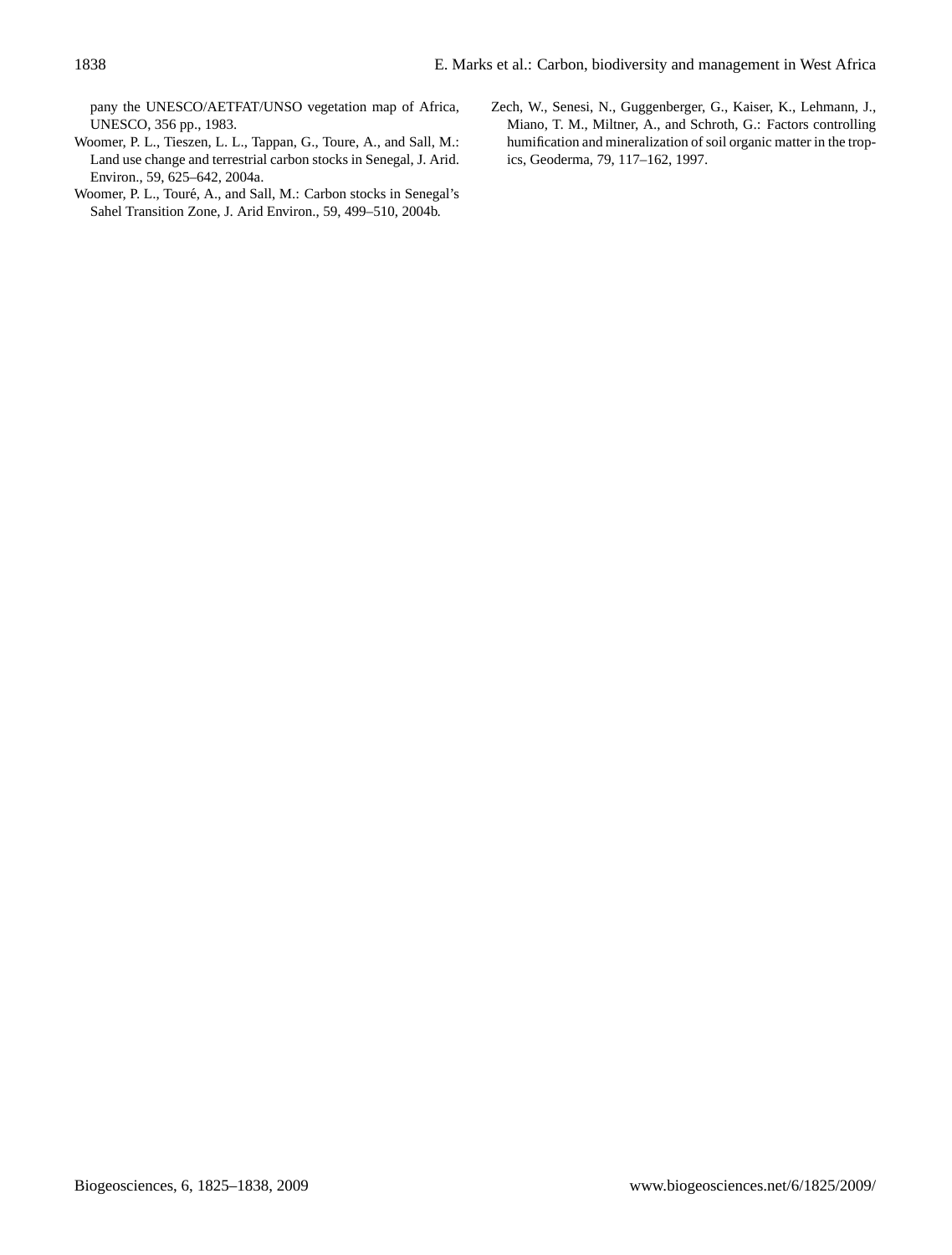pany the UNESCO/AETFAT/UNSO vegetation map of Africa, UNESCO, 356 pp., 1983.

Woomer, P. L., Tieszen, L. L., Tappan, G., Toure, A., and Sall, M.: Land use change and terrestrial carbon stocks in Senegal, J. Arid. Environ., 59, 625–642, 2004a.

Woomer, P. L., Touré, A., and Sall, M.: Carbon stocks in Senegal's Sahel Transition Zone, J. Arid Environ., 59, 499–510, 2004b.

Zech, W., Senesi, N., Guggenberger, G., Kaiser, K., Lehmann, J., Miano, T. M., Miltner, A., and Schroth, G.: Factors controlling humification and mineralization of soil organic matter in the tropics, Geoderma, 79, 117–162, 1997.